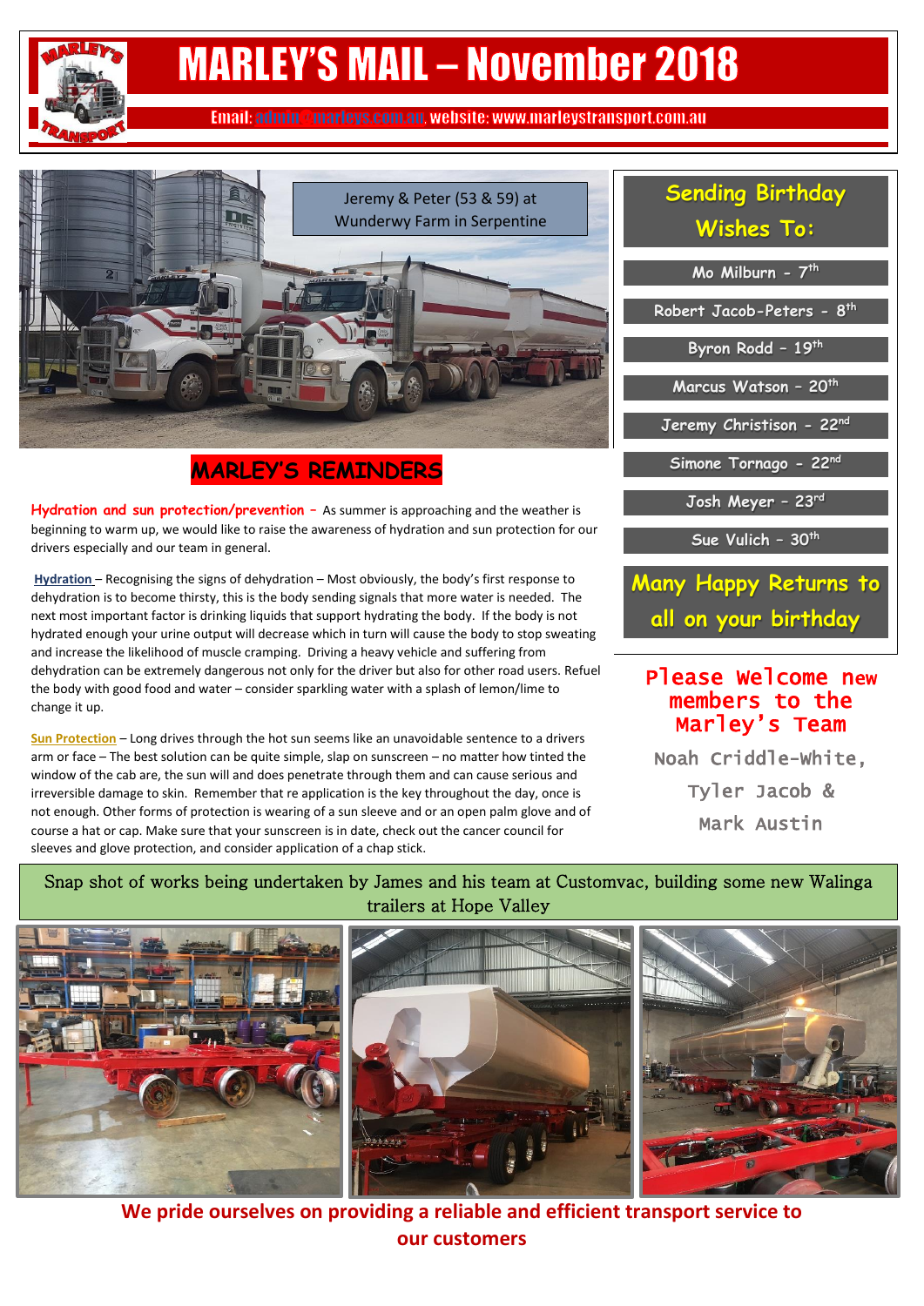# MARLEY'S MAIL – November 2018

Email: admin@marleys.com.au, website: www.marleystransport.com.au

Jeremy & Peter (53 & 59) at Wunderwy Farm in Serpentine

## MARLEY'S REMINDERS

**Hydration and sun protection/prevention –** As summer is approaching and the weather is beginning to warm up, we would like to raise the awareness of hydration and sun protection for our drivers especially and our team in general.

**Hydration** – Recognising the signs of dehydration – Most obviously, the body's first response to dehydration is to become thirsty, this is the body sending signals that more water is needed. The next most important factor is drinking liquids that support hydrating the body. If the body is not hydrated enough your urine output will decrease which in turn will cause the body to stop sweating and increase the likelihood of muscle cramping. Driving a heavy vehicle and suffering from dehydration can be extremely dangerous not only for the driver but also for other road users. Refuel the body with good food and water – consider sparkling water with a splash of lemon/lime to change it up.

**Sun Protection** – Long drives through the hot sun seems like an unavoidable sentence to a drivers arm or face – The best solution can be quite simple, slap on sunscreen – no matter how tinted the window of the cab are, the sun will and does penetrate through them and can cause serious and irreversible damage to skin. Remember that re application is the key throughout the day, once is not enough. Other forms of protection is wearing of a sun sleeve and or an open palm glove and of course a hat or cap. Make sure that your sunscreen is in date, check out the cancer council for sleeves and glove protection, and consider application of a chap stick.

## Sending Birthday Wishes To:

- Mo Milburn – 7th
- Robert Jacob-Peters – 8th
- Byron Rodd – 19th
- Marcus Watson – 20th
- Jeremy Christison – 22nd
- Simone Tornago – 22nd
- Josh Meyer – 23rd
- Sue Vulich – 30th

**Many Happy Returns to all on your birthday**

## Please Welcome new members to the Marley's Team

Noah Criddle-White, Tyler Jacob & Mark Austin

Snap shot of works being undertaken by James and his team at Customvac, building some new Walinga trailers at Hope Valley

**We pride ourselves on providing a reliable and efficient transport service to our customers**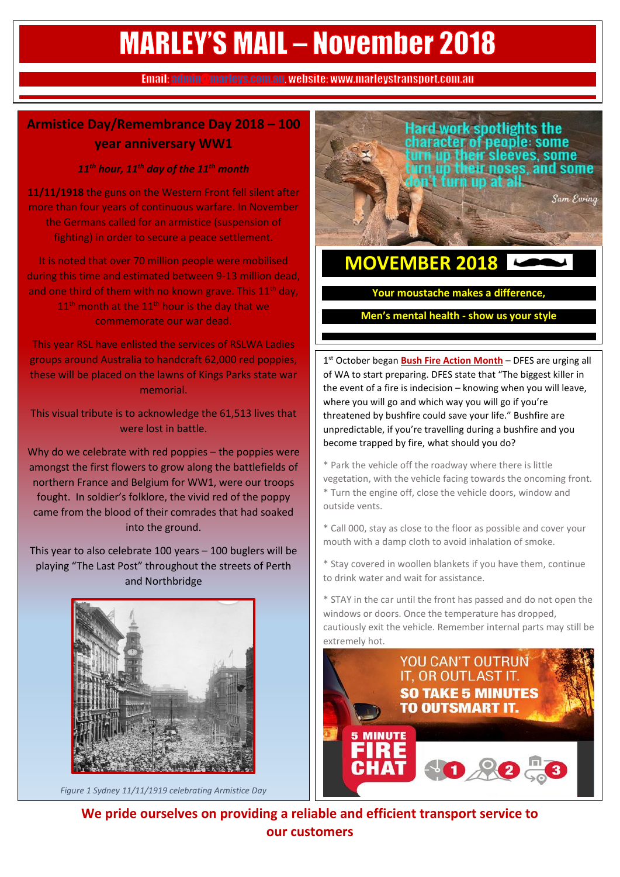# MARLEY'S MAIL – November 2018

Email: admin@marleys.com.au, website: www.marleystransport.com.au

## Armistice Day/Remembrance Day 2018 – 100 year anniversary WW1

***11th hour, 11th day of the 11th month***

**11/11/1918** the guns on the Western Front fell silent after more than four years of continuous warfare. In November the Germans called for an armistice (suspension of fighting) in order to secure a peace settlement.

It is noted that over 70 million people were mobilised during this time and estimated between 9-13 million dead, and one third of them with no known grave. This 11th day, 11th month at the 11th hour is the day that we commemorate our war dead.

This year RSL have enlisted the services of RSLWA Ladies groups around Australia to handcraft 62,000 red poppies, these will be placed on the lawns of Kings Parks state war memorial.

This visual tribute is to acknowledge the 61,513 lives that were lost in battle.

Why do we celebrate with red poppies – the poppies were amongst the first flowers to grow along the battlefields of northern France and Belgium for WW1, were our troops fought. In soldier's folklore, the vivid red of the poppy came from the blood of their comrades that had soaked into the ground.

This year to also celebrate 100 years – 100 buglers will be playing "The Last Post" throughout the streets of Perth and Northbridge

*Figure 1 Sydney 11/11/1919 celebrating Armistice Day*

Hard work spotlights the character of people: some turn up their sleeves, some turn up their noses, and some don't turn up at all.

Sam Ewing

## MOVEMBER 2018

**Your moustache makes a difference,**

**Men's mental health - show us your style**

1st October began **Bush Fire Action Month** – DFES are urging all of WA to start preparing. DFES state that "The biggest killer in the event of a fire is indecision – knowing when you will leave, where you will go and which way you will go if you're threatened by bushfire could save your life." Bushfire are unpredictable, if you're travelling during a bushfire and you become trapped by fire, what should you do?

* Park the vehicle off the roadway where there is little vegetation, with the vehicle facing towards the oncoming front.
* Turn the engine off, close the vehicle doors, window and outside vents.

* Call 000, stay as close to the floor as possible and cover your mouth with a damp cloth to avoid inhalation of smoke.

* Stay covered in woollen blankets if you have them, continue to drink water and wait for assistance.

* STAY in the car until the front has passed and do not open the windows or doors. Once the temperature has dropped, cautiously exit the vehicle. Remember internal parts may still be extremely hot.

YOU CAN'T OUTRUN IT, OR OUTLAST IT.
SO TAKE 5 MINUTES TO OUTSMART IT.

5 MINUTE FIRE CHAT

1 2 3

**We pride ourselves on providing a reliable and efficient transport service to our customers**